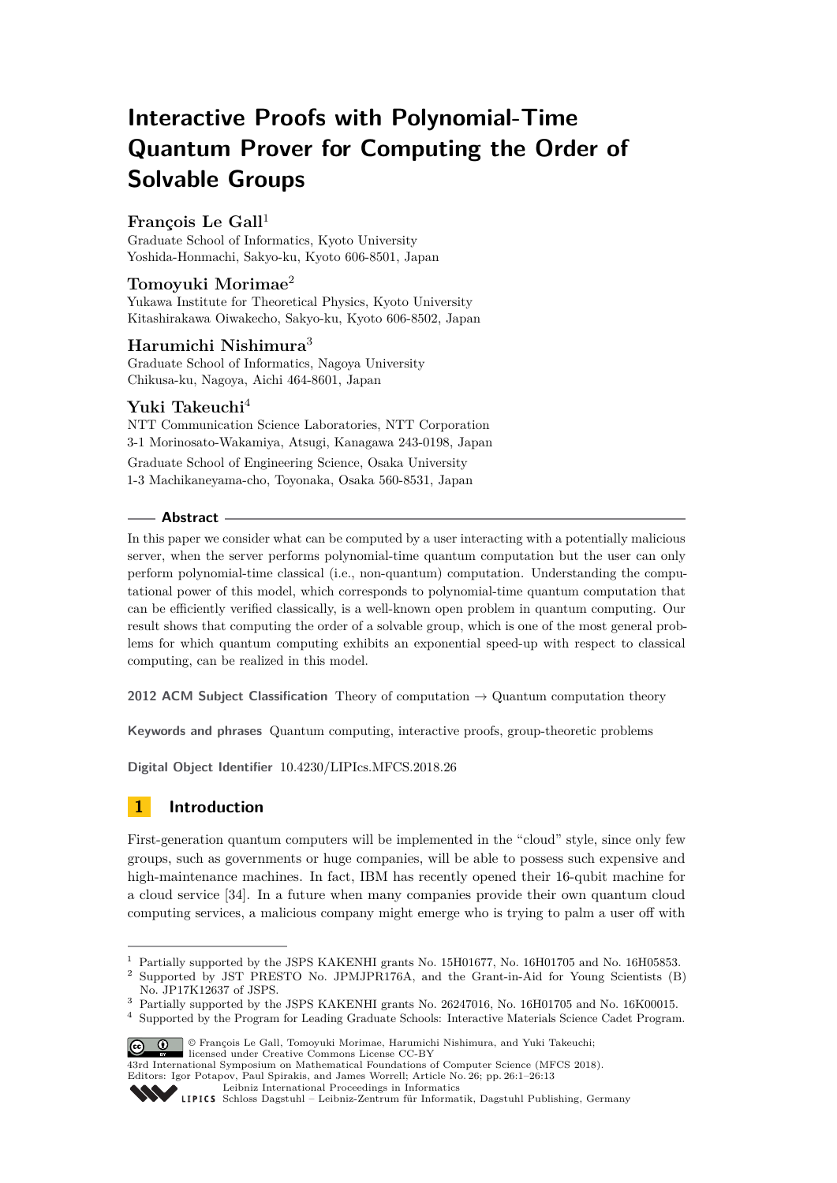# Interactive Proofs with Polynomial-Time Quantum Prover for Computing the Order of Solvable Groups

**François Le Gall**[1]

Graduate School of Informatics, Kyoto University
Yoshida-Honmachi, Sakyo-ku, Kyoto 606-8501, Japan

**Tomoyuki Morimae**[2]

Yukawa Institute for Theoretical Physics, Kyoto University
Kitashirakawa Oiwakecho, Sakyo-ku, Kyoto 606-8502, Japan

**Harumichi Nishimura**[3]

Graduate School of Informatics, Nagoya University
Chikusa-ku, Nagoya, Aichi 464-8601, Japan

**Yuki Takeuchi**[4]

NTT Communication Science Laboratories, NTT Corporation
3-1 Morinosato-Wakamiya, Atsugi, Kanagawa 243-0198, Japan

Graduate School of Engineering Science, Osaka University
1-3 Machikaneyama-cho, Toyonaka, Osaka 560-8531, Japan

## Abstract

In this paper we consider what can be computed by a user interacting with a potentially malicious server, when the server performs polynomial-time quantum computation but the user can only perform polynomial-time classical (i.e., non-quantum) computation. Understanding the computational power of this model, which corresponds to polynomial-time quantum computation that can be efficiently verified classically, is a well-known open problem in quantum computing. Our result shows that computing the order of a solvable group, which is one of the most general problems for which quantum computing exhibits an exponential speed-up with respect to classical computing, can be realized in this model.

**2012 ACM Subject Classification** Theory of computation → Quantum computation theory

**Keywords and phrases** Quantum computing, interactive proofs, group-theoretic problems

**Digital Object Identifier** 10.4230/LIPIcs.MFCS.2018.26

## 1 Introduction

First-generation quantum computers will be implemented in the "cloud" style, since only few groups, such as governments or huge companies, will be able to possess such expensive and high-maintenance machines. In fact, IBM has recently opened their 16-qubit machine for a cloud service [34]. In a future when many companies provide their own quantum cloud computing services, a malicious company might emerge who is trying to palm a user off with

---

[1] Partially supported by the JSPS KAKENHI grants No. 15H01677, No. 16H01705 and No. 16H05853.

[2] Supported by JST PRESTO No. JPMJPR176A, and the Grant-in-Aid for Young Scientists (B) No. JP17K12637 of JSPS.

[3] Partially supported by the JSPS KAKENHI grants No. 26247016, No. 16H01705 and No. 16K00015.

[4] Supported by the Program for Leading Graduate Schools: Interactive Materials Science Cadet Program.

© François Le Gall, Tomoyuki Morimae, Harumichi Nishimura, and Yuki Takeuchi; licensed under Creative Commons License CC-BY

43rd International Symposium on Mathematical Foundations of Computer Science (MFCS 2018).
Editors: Igor Potapov, Paul Spirakis, and James Worrell; Article No. 26; pp. 26:1–26:13

Leibniz International Proceedings in Informatics
LIPICS Schloss Dagstuhl – Leibniz-Zentrum für Informatik, Dagstuhl Publishing, Germany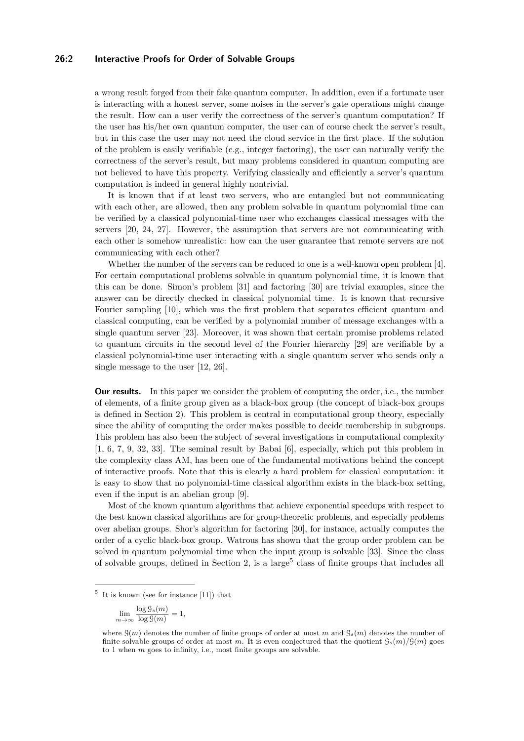a wrong result forged from their fake quantum computer. In addition, even if a fortunate user is interacting with a honest server, some noises in the server's gate operations might change the result. How can a user verify the correctness of the server's quantum computation? If the user has his/her own quantum computer, the user can of course check the server's result, but in this case the user may not need the cloud service in the first place. If the solution of the problem is easily verifiable (e.g., integer factoring), the user can naturally verify the correctness of the server's result, but many problems considered in quantum computing are not believed to have this property. Verifying classically and efficiently a server's quantum computation is indeed in general highly nontrivial.

It is known that if at least two servers, who are entangled but not communicating with each other, are allowed, then any problem solvable in quantum polynomial time can be verified by a classical polynomial-time user who exchanges classical messages with the servers [20, 24, 27]. However, the assumption that servers are not communicating with each other is somehow unrealistic: how can the user guarantee that remote servers are not communicating with each other?

Whether the number of the servers can be reduced to one is a well-known open problem [4]. For certain computational problems solvable in quantum polynomial time, it is known that this can be done. Simon's problem [31] and factoring [30] are trivial examples, since the answer can be directly checked in classical polynomial time. It is known that recursive Fourier sampling [10], which was the first problem that separates efficient quantum and classical computing, can be verified by a polynomial number of message exchanges with a single quantum server [23]. Moreover, it was shown that certain promise problems related to quantum circuits in the second level of the Fourier hierarchy [29] are verifiable by a classical polynomial-time user interacting with a single quantum server who sends only a single message to the user [12, 26].

**Our results.** In this paper we consider the problem of computing the order, i.e., the number of elements, of a finite group given as a black-box group (the concept of black-box groups is defined in Section 2). This problem is central in computational group theory, especially since the ability of computing the order makes possible to decide membership in subgroups. This problem has also been the subject of several investigations in computational complexity [1, 6, 7, 9, 32, 33]. The seminal result by Babai [6], especially, which put this problem in the complexity class AM, has been one of the fundamental motivations behind the concept of interactive proofs. Note that this is clearly a hard problem for classical computation: it is easy to show that no polynomial-time classical algorithm exists in the black-box setting, even if the input is an abelian group [9].

Most of the known quantum algorithms that achieve exponential speedups with respect to the best known classical algorithms are for group-theoretic problems, and especially problems over abelian groups. Shor's algorithm for factoring [30], for instance, actually computes the order of a cyclic black-box group. Watrous has shown that the group order problem can be solved in quantum polynomial time when the input group is solvable [33]. Since the class of solvable groups, defined in Section 2, is a large[5] class of finite groups that includes all

---

[5] It is known (see for instance [11]) that

$$\lim_{m\to\infty} \frac{\log \mathcal{G}_s(m)}{\log \mathcal{G}(m)} = 1,$$

where $\mathcal{G}(m)$ denotes the number of finite groups of order at most $m$ and $\mathcal{G}_s(m)$ denotes the number of finite solvable groups of order at most $m$. It is even conjectured that the quotient $\mathcal{G}_s(m)/\mathcal{G}(m)$ goes to 1 when $m$ goes to infinity, i.e., most finite groups are solvable.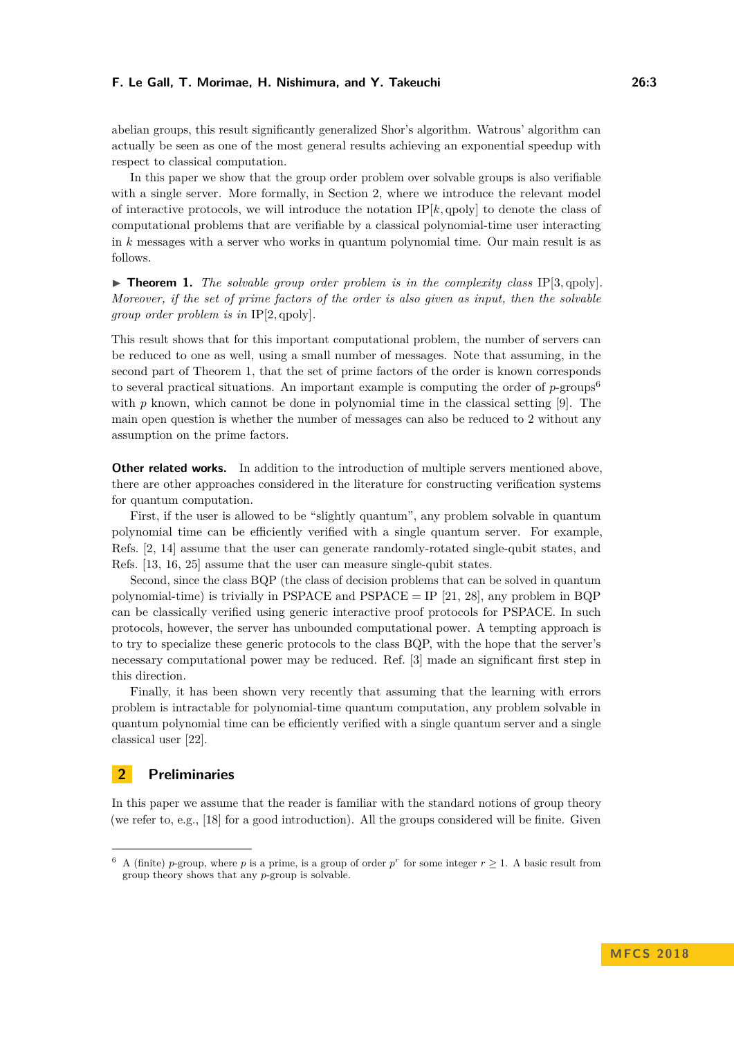abelian groups, this result significantly generalized Shor's algorithm. Watrous' algorithm can actually be seen as one of the most general results achieving an exponential speedup with respect to classical computation.

In this paper we show that the group order problem over solvable groups is also verifiable with a single server. More formally, in Section 2, where we introduce the relevant model of interactive protocols, we will introduce the notation $\mathrm{IP}[k, \mathrm{qpoly}]$ to denote the class of computational problems that are verifiable by a classical polynomial-time user interacting in $k$ messages with a server who works in quantum polynomial time. Our main result is as follows.

▶ **Theorem 1.** *The solvable group order problem is in the complexity class* $\mathrm{IP}[3, \mathrm{qpoly}]$*. Moreover, if the set of prime factors of the order is also given as input, then the solvable group order problem is in* $\mathrm{IP}[2, \mathrm{qpoly}]$*.*

This result shows that for this important computational problem, the number of servers can be reduced to one as well, using a small number of messages. Note that assuming, in the second part of Theorem 1, that the set of prime factors of the order is known corresponds to several practical situations. An important example is computing the order of $p$-groups[6] with $p$ known, which cannot be done in polynomial time in the classical setting [9]. The main open question is whether the number of messages can also be reduced to 2 without any assumption on the prime factors.

**Other related works.** In addition to the introduction of multiple servers mentioned above, there are other approaches considered in the literature for constructing verification systems for quantum computation.

First, if the user is allowed to be "slightly quantum", any problem solvable in quantum polynomial time can be efficiently verified with a single quantum server. For example, Refs. [2, 14] assume that the user can generate randomly-rotated single-qubit states, and Refs. [13, 16, 25] assume that the user can measure single-qubit states.

Second, since the class BQP (the class of decision problems that can be solved in quantum polynomial-time) is trivially in PSPACE and PSPACE = IP [21, 28], any problem in BQP can be classically verified using generic interactive proof protocols for PSPACE. In such protocols, however, the server has unbounded computational power. A tempting approach is to try to specialize these generic protocols to the class BQP, with the hope that the server's necessary computational power may be reduced. Ref. [3] made an significant first step in this direction.

Finally, it has been shown very recently that assuming that the learning with errors problem is intractable for polynomial-time quantum computation, any problem solvable in quantum polynomial time can be efficiently verified with a single quantum server and a single classical user [22].

## 2 Preliminaries

In this paper we assume that the reader is familiar with the standard notions of group theory (we refer to, e.g., [18] for a good introduction). All the groups considered will be finite. Given

[6] A (finite) $p$-group, where $p$ is a prime, is a group of order $p^r$ for some integer $r \geq 1$. A basic result from group theory shows that any $p$-group is solvable.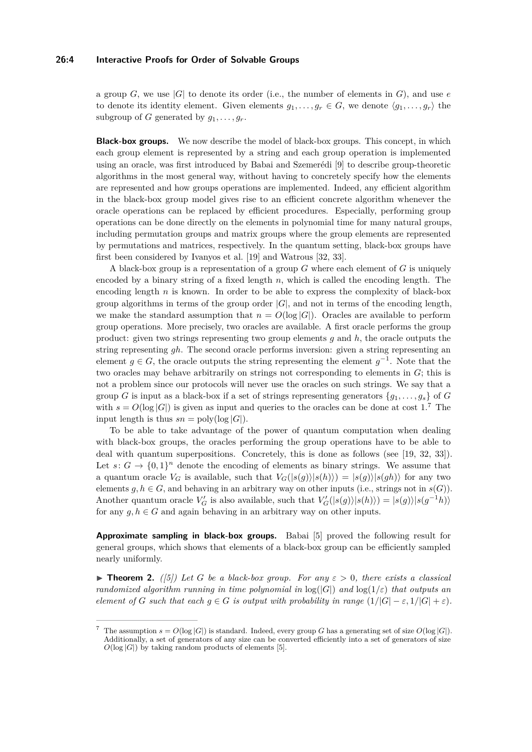a group $G$, we use $|G|$ to denote its order (i.e., the number of elements in $G$), and use $e$ to denote its identity element. Given elements $g_1, \ldots, g_r \in G$, we denote $\langle g_1, \ldots, g_r \rangle$ the subgroup of $G$ generated by $g_1, \ldots, g_r$.

**Black-box groups.** We now describe the model of black-box groups. This concept, in which each group element is represented by a string and each group operation is implemented using an oracle, was first introduced by Babai and Szemerédi [9] to describe group-theoretic algorithms in the most general way, without having to concretely specify how the elements are represented and how groups operations are implemented. Indeed, any efficient algorithm in the black-box group model gives rise to an efficient concrete algorithm whenever the oracle operations can be replaced by efficient procedures. Especially, performing group operations can be done directly on the elements in polynomial time for many natural groups, including permutation groups and matrix groups where the group elements are represented by permutations and matrices, respectively. In the quantum setting, black-box groups have first been considered by Ivanyos et al. [19] and Watrous [32, 33].

A black-box group is a representation of a group $G$ where each element of $G$ is uniquely encoded by a binary string of a fixed length $n$, which is called the encoding length. The encoding length $n$ is known. In order to be able to express the complexity of black-box group algorithms in terms of the group order $|G|$, and not in terms of the encoding length, we make the standard assumption that $n = O(\log |G|)$. Oracles are available to perform group operations. More precisely, two oracles are available. A first oracle performs the group product: given two strings representing two group elements $g$ and $h$, the oracle outputs the string representing $gh$. The second oracle performs inversion: given a string representing an element $g \in G$, the oracle outputs the string representing the element $g^{-1}$. Note that the two oracles may behave arbitrarily on strings not corresponding to elements in $G$; this is not a problem since our protocols will never use the oracles on such strings. We say that a group $G$ is input as a black-box if a set of strings representing generators $\{g_1, \ldots, g_s\}$ of $G$ with $s = O(\log |G|)$ is given as input and queries to the oracles can be done at cost 1.[7] The input length is thus $sn = \mathrm{poly}(\log |G|)$.

To be able to take advantage of the power of quantum computation when dealing with black-box groups, the oracles performing the group operations have to be able to deal with quantum superpositions. Concretely, this is done as follows (see [19, 32, 33]). Let $s \colon G \to \{0,1\}^n$ denote the encoding of elements as binary strings. We assume that a quantum oracle $V_G$ is available, such that $V_G(|s(g)\rangle|s(h)\rangle) = |s(g)\rangle|s(gh)\rangle$ for any two elements $g, h \in G$, and behaving in an arbitrary way on other inputs (i.e., strings not in $s(G)$). Another quantum oracle $V'_G$ is also available, such that $V'_G(|s(g)\rangle|s(h)\rangle) = |s(g)\rangle|s(g^{-1}h)\rangle$ for any $g, h \in G$ and again behaving in an arbitrary way on other inputs.

**Approximate sampling in black-box groups.** Babai [5] proved the following result for general groups, which shows that elements of a black-box group can be efficiently sampled nearly uniformly.

▶ **Theorem 2.** *([5]) Let $G$ be a black-box group. For any $\varepsilon > 0$, there exists a classical randomized algorithm running in time polynomial in $\log(|G|)$ and $\log(1/\varepsilon)$ that outputs an element of $G$ such that each $g \in G$ is output with probability in range $(1/|G| - \varepsilon, 1/|G| + \varepsilon)$.*

---

[7] The assumption $s = O(\log |G|)$ is standard. Indeed, every group $G$ has a generating set of size $O(\log |G|)$. Additionally, a set of generators of any size can be converted efficiently into a set of generators of size $O(\log |G|)$ by taking random products of elements [5].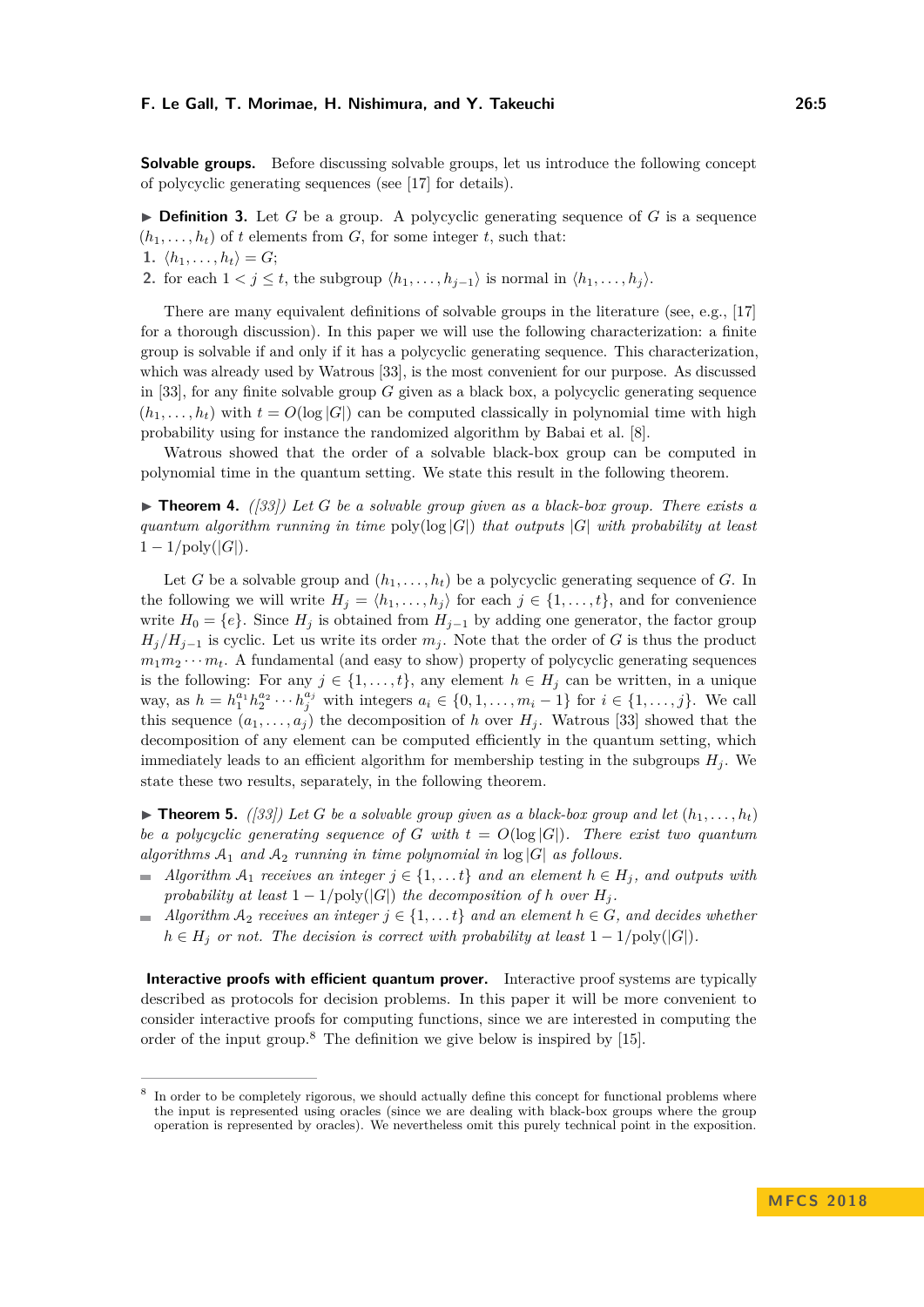**Solvable groups.** Before discussing solvable groups, let us introduce the following concept of polycyclic generating sequences (see [17] for details).

▶ **Definition 3.** Let $G$ be a group. A polycyclic generating sequence of $G$ is a sequence $(h_1, \ldots, h_t)$ of $t$ elements from $G$, for some integer $t$, such that:

1. $\langle h_1, \ldots, h_t \rangle = G$;
2. for each $1 < j \leq t$, the subgroup $\langle h_1, \ldots, h_{j-1} \rangle$ is normal in $\langle h_1, \ldots, h_j \rangle$.

There are many equivalent definitions of solvable groups in the literature (see, e.g., [17] for a thorough discussion). In this paper we will use the following characterization: a finite group is solvable if and only if it has a polycyclic generating sequence. This characterization, which was already used by Watrous [33], is the most convenient for our purpose. As discussed in [33], for any finite solvable group $G$ given as a black box, a polycyclic generating sequence $(h_1, \ldots, h_t)$ with $t = O(\log |G|)$ can be computed classically in polynomial time with high probability using for instance the randomized algorithm by Babai et al. [8].

Watrous showed that the order of a solvable black-box group can be computed in polynomial time in the quantum setting. We state this result in the following theorem.

▶ **Theorem 4.** *([33]) Let $G$ be a solvable group given as a black-box group. There exists a quantum algorithm running in time $\mathrm{poly}(\log |G|)$ that outputs $|G|$ with probability at least $1 - 1/\mathrm{poly}(|G|)$.*

Let $G$ be a solvable group and $(h_1, \ldots, h_t)$ be a polycyclic generating sequence of $G$. In the following we will write $H_j = \langle h_1, \ldots, h_j \rangle$ for each $j \in \{1, \ldots, t\}$, and for convenience write $H_0 = \{e\}$. Since $H_j$ is obtained from $H_{j-1}$ by adding one generator, the factor group $H_j/H_{j-1}$ is cyclic. Let us write its order $m_j$. Note that the order of $G$ is thus the product $m_1 m_2 \cdots m_t$. A fundamental (and easy to show) property of polycyclic generating sequences is the following: For any $j \in \{1, \ldots, t\}$, any element $h \in H_j$ can be written, in a unique way, as $h = h_1^{a_1} h_2^{a_2} \cdots h_j^{a_j}$ with integers $a_i \in \{0, 1, \ldots, m_i - 1\}$ for $i \in \{1, \ldots, j\}$. We call this sequence $(a_1, \ldots, a_j)$ the decomposition of $h$ over $H_j$. Watrous [33] showed that the decomposition of any element can be computed efficiently in the quantum setting, which immediately leads to an efficient algorithm for membership testing in the subgroups $H_j$. We state these two results, separately, in the following theorem.

▶ **Theorem 5.** *([33]) Let $G$ be a solvable group given as a black-box group and let $(h_1, \ldots, h_t)$ be a polycyclic generating sequence of $G$ with $t = O(\log |G|)$. There exist two quantum algorithms $\mathcal{A}_1$ and $\mathcal{A}_2$ running in time polynomial in $\log |G|$ as follows.*

- *Algorithm $\mathcal{A}_1$ receives an integer $j \in \{1, \ldots t\}$ and an element $h \in H_j$, and outputs with probability at least $1 - 1/\mathrm{poly}(|G|)$ the decomposition of $h$ over $H_j$.*
- *Algorithm $\mathcal{A}_2$ receives an integer $j \in \{1, \ldots t\}$ and an element $h \in G$, and decides whether $h \in H_j$ or not. The decision is correct with probability at least $1 - 1/\mathrm{poly}(|G|)$.*

**Interactive proofs with efficient quantum prover.** Interactive proof systems are typically described as protocols for decision problems. In this paper it will be more convenient to consider interactive proofs for computing functions, since we are interested in computing the order of the input group.[8] The definition we give below is inspired by [15].

---

[8] In order to be completely rigorous, we should actually define this concept for functional problems where the input is represented using oracles (since we are dealing with black-box groups where the group operation is represented by oracles). We nevertheless omit this purely technical point in the exposition.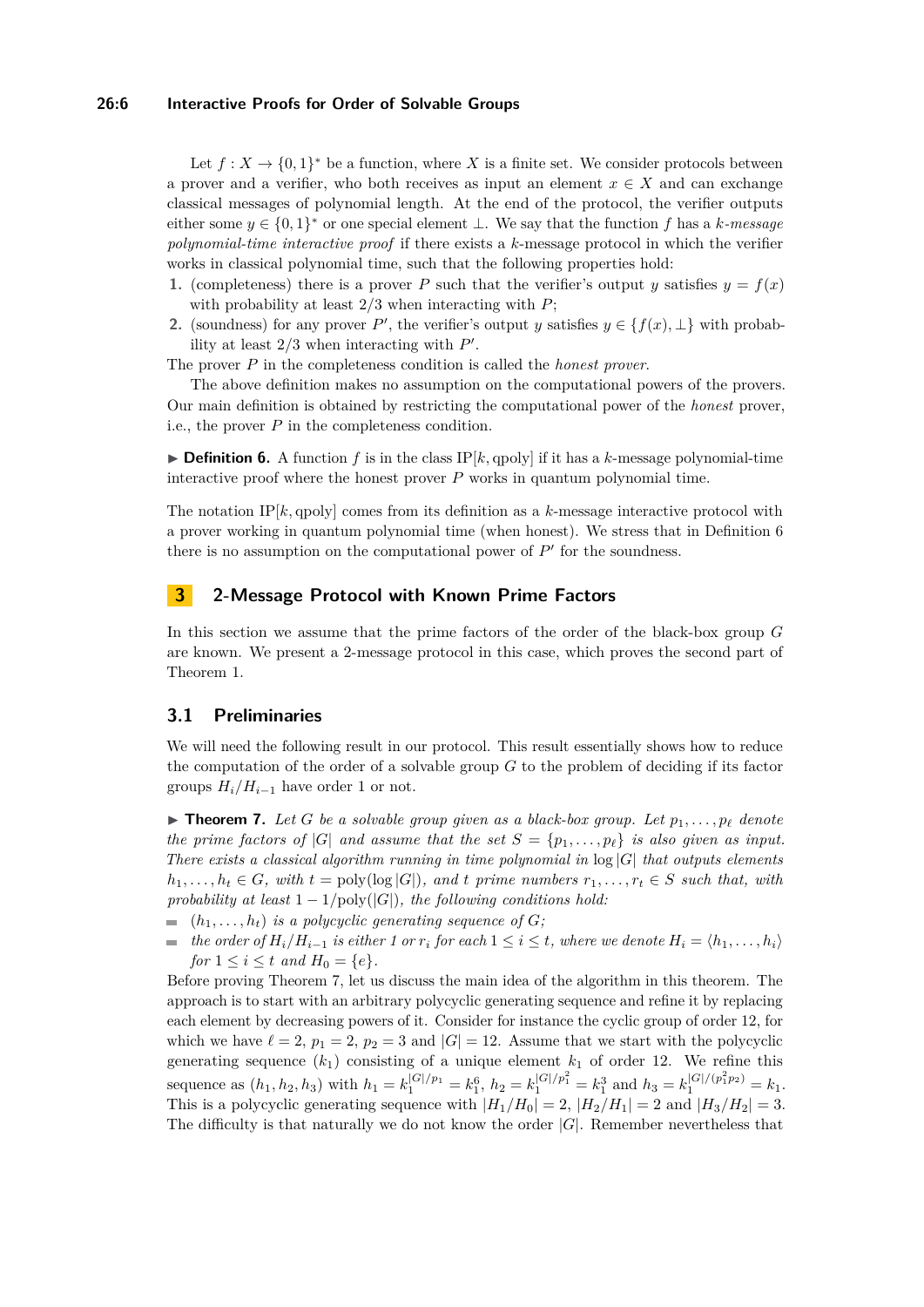Let $f : X \to \{0,1\}^*$ be a function, where $X$ is a finite set. We consider protocols between a prover and a verifier, who both receives as input an element $x \in X$ and can exchange classical messages of polynomial length. At the end of the protocol, the verifier outputs either some $y \in \{0,1\}^*$ or one special element $\perp$. We say that the function $f$ has a *$k$-message polynomial-time interactive proof* if there exists a $k$-message protocol in which the verifier works in classical polynomial time, such that the following properties hold:

1. (completeness) there is a prover $P$ such that the verifier's output $y$ satisfies $y = f(x)$ with probability at least $2/3$ when interacting with $P$;
2. (soundness) for any prover $P'$, the verifier's output $y$ satisfies $y \in \{f(x), \perp\}$ with probability at least $2/3$ when interacting with $P'$.

The prover $P$ in the completeness condition is called the *honest prover*.

The above definition makes no assumption on the computational powers of the provers. Our main definition is obtained by restricting the computational power of the *honest* prover, i.e., the prover $P$ in the completeness condition.

▶ **Definition 6.** A function $f$ is in the class $\mathrm{IP}[k, \mathrm{qpoly}]$ if it has a $k$-message polynomial-time interactive proof where the honest prover $P$ works in quantum polynomial time.

The notation $\mathrm{IP}[k, \mathrm{qpoly}]$ comes from its definition as a $k$-message interactive protocol with a prover working in quantum polynomial time (when honest). We stress that in Definition 6 there is no assumption on the computational power of $P'$ for the soundness.

## 3 2-Message Protocol with Known Prime Factors

In this section we assume that the prime factors of the order of the black-box group $G$ are known. We present a 2-message protocol in this case, which proves the second part of Theorem 1.

### 3.1 Preliminaries

We will need the following result in our protocol. This result essentially shows how to reduce the computation of the order of a solvable group $G$ to the problem of deciding if its factor groups $H_i/H_{i-1}$ have order 1 or not.

▶ **Theorem 7.** *Let $G$ be a solvable group given as a black-box group. Let $p_1, \ldots, p_\ell$ denote the prime factors of $|G|$ and assume that the set $S = \{p_1, \ldots, p_\ell\}$ is also given as input. There exists a classical algorithm running in time polynomial in $\log |G|$ that outputs elements $h_1, \ldots, h_t \in G$, with $t = \mathrm{poly}(\log |G|)$, and $t$ prime numbers $r_1, \ldots, r_t \in S$ such that, with probability at least $1 - 1/\mathrm{poly}(|G|)$, the following conditions hold:*

- *$(h_1, \ldots, h_t)$ is a polycyclic generating sequence of $G$;*
- *the order of $H_i/H_{i-1}$ is either 1 or $r_i$ for each $1 \le i \le t$, where we denote $H_i = \langle h_1, \ldots, h_i \rangle$ for $1 \le i \le t$ and $H_0 = \{e\}$.*

Before proving Theorem 7, let us discuss the main idea of the algorithm in this theorem. The approach is to start with an arbitrary polycyclic generating sequence and refine it by replacing each element by decreasing powers of it. Consider for instance the cyclic group of order 12, for which we have $\ell = 2$, $p_1 = 2$, $p_2 = 3$ and $|G| = 12$. Assume that we start with the polycyclic generating sequence $(k_1)$ consisting of a unique element $k_1$ of order 12. We refine this sequence as $(h_1, h_2, h_3)$ with $h_1 = k_1^{|G|/p_1} = k_1^6$, $h_2 = k_1^{|G|/p_1^2} = k_1^3$ and $h_3 = k_1^{|G|/(p_1^2 p_2)} = k_1$. This is a polycyclic generating sequence with $|H_1/H_0| = 2$, $|H_2/H_1| = 2$ and $|H_3/H_2| = 3$. The difficulty is that naturally we do not know the order $|G|$. Remember nevertheless that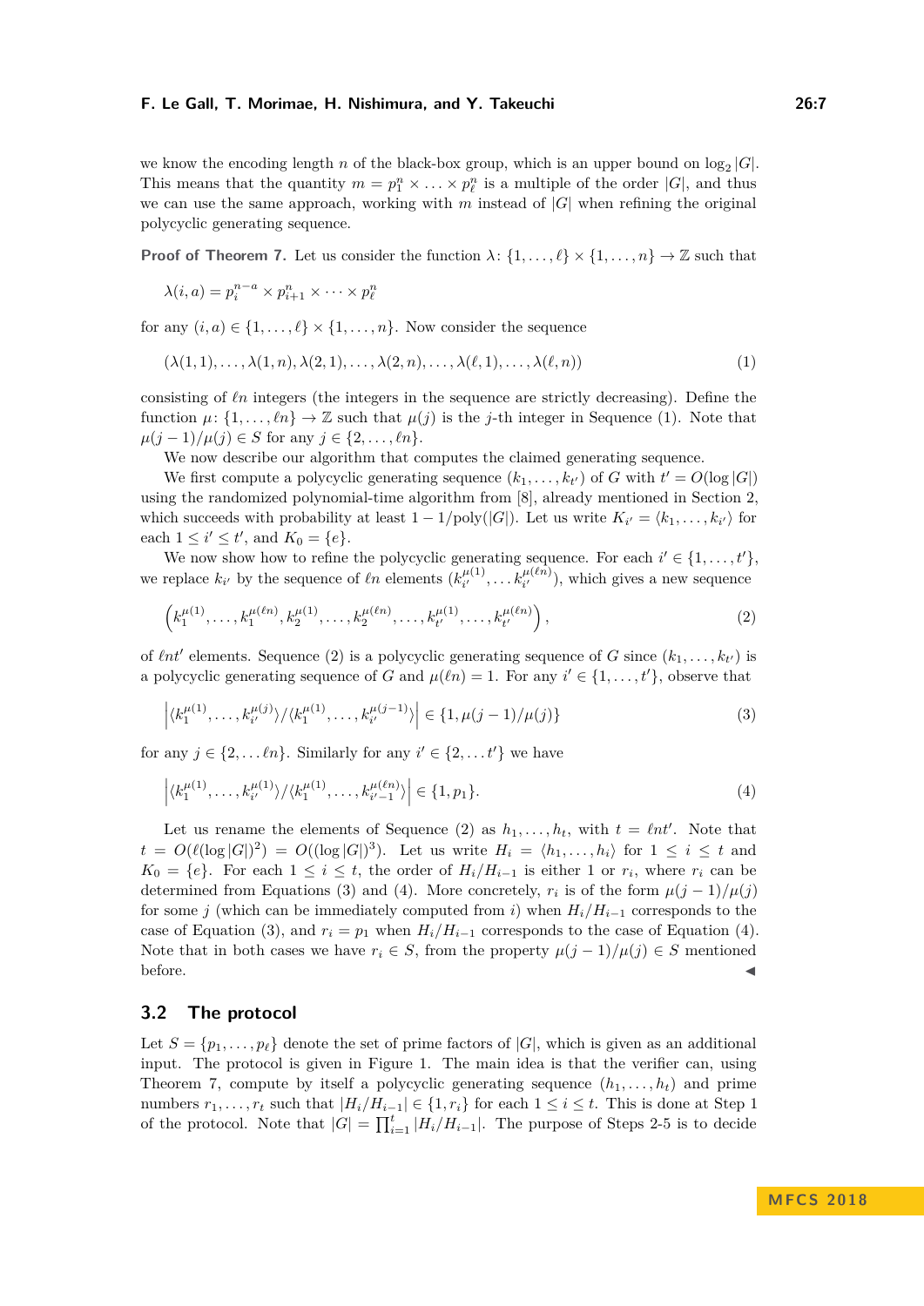we know the encoding length $n$ of the black-box group, which is an upper bound on $\log_2 |G|$. This means that the quantity $m = p_1^n \times \ldots \times p_\ell^n$ is a multiple of the order $|G|$, and thus we can use the same approach, working with $m$ instead of $|G|$ when refining the original polycyclic generating sequence.

**Proof of Theorem 7.** Let us consider the function $\lambda \colon \{1, \ldots, \ell\} \times \{1, \ldots, n\} \to \mathbb{Z}$ such that

$$\lambda(i, a) = p_i^{n-a} \times p_{i+1}^n \times \cdots \times p_\ell^n$$

for any $(i, a) \in \{1, \ldots, \ell\} \times \{1, \ldots, n\}$. Now consider the sequence

$$(\lambda(1, 1), \ldots, \lambda(1, n), \lambda(2, 1), \ldots, \lambda(2, n), \ldots, \lambda(\ell, 1), \ldots, \lambda(\ell, n)) \tag{1}$$

consisting of $\ell n$ integers (the integers in the sequence are strictly decreasing). Define the function $\mu \colon \{1, \ldots, \ell n\} \to \mathbb{Z}$ such that $\mu(j)$ is the $j$-th integer in Sequence (1). Note that $\mu(j-1)/\mu(j) \in S$ for any $j \in \{2, \ldots, \ell n\}$.

We now describe our algorithm that computes the claimed generating sequence.

We first compute a polycyclic generating sequence $(k_1, \ldots, k_{t'})$ of $G$ with $t' = O(\log |G|)$ using the randomized polynomial-time algorithm from [8], already mentioned in Section 2, which succeeds with probability at least $1 - 1/\mathrm{poly}(|G|)$. Let us write $K_{i'} = \langle k_1, \ldots, k_{i'} \rangle$ for each $1 \le i' \le t'$, and $K_0 = \{e\}$.

We now show how to refine the polycyclic generating sequence. For each $i' \in \{1, \ldots, t'\}$, we replace $k_{i'}$ by the sequence of $\ell n$ elements $(k_{i'}^{\mu(1)}, \ldots k_{i'}^{\mu(\ell n)})$, which gives a new sequence

$$\left(k_1^{\mu(1)}, \ldots, k_1^{\mu(\ell n)}, k_2^{\mu(1)}, \ldots, k_2^{\mu(\ell n)}, \ldots, k_{t'}^{\mu(1)}, \ldots, k_{t'}^{\mu(\ell n)}\right), \tag{2}$$

of $\ell n t'$ elements. Sequence (2) is a polycyclic generating sequence of $G$ since $(k_1, \ldots, k_{t'})$ is a polycyclic generating sequence of $G$ and $\mu(\ell n) = 1$. For any $i' \in \{1, \ldots, t'\}$, observe that

$$\left|\langle k_1^{\mu(1)}, \ldots, k_{i'}^{\mu(j)} \rangle / \langle k_1^{\mu(1)}, \ldots, k_{i'}^{\mu(j-1)} \rangle\right| \in \{1, \mu(j-1)/\mu(j)\} \tag{3}$$

for any $j \in \{2, \ldots \ell n\}$. Similarly for any $i' \in \{2, \ldots t'\}$ we have

$$\left|\langle k_1^{\mu(1)}, \ldots, k_{i'}^{\mu(1)} \rangle / \langle k_1^{\mu(1)}, \ldots, k_{i'-1}^{\mu(\ell n)} \rangle\right| \in \{1, p_1\}. \tag{4}$$

Let us rename the elements of Sequence (2) as $h_1, \ldots, h_t$, with $t = \ell n t'$. Note that $t = O(\ell (\log |G|)^2) = O((\log |G|)^3)$. Let us write $H_i = \langle h_1, \ldots, h_i \rangle$ for $1 \le i \le t$ and $K_0 = \{e\}$. For each $1 \le i \le t$, the order of $H_i/H_{i-1}$ is either 1 or $r_i$, where $r_i$ can be determined from Equations (3) and (4). More concretely, $r_i$ is of the form $\mu(j-1)/\mu(j)$ for some $j$ (which can be immediately computed from $i$) when $H_i/H_{i-1}$ corresponds to the case of Equation (3), and $r_i = p_1$ when $H_i/H_{i-1}$ corresponds to the case of Equation (4). Note that in both cases we have $r_i \in S$, from the property $\mu(j-1)/\mu(j) \in S$ mentioned before. ◀

## 3.2 The protocol

Let $S = \{p_1, \ldots, p_\ell\}$ denote the set of prime factors of $|G|$, which is given as an additional input. The protocol is given in Figure 1. The main idea is that the verifier can, using Theorem 7, compute by itself a polycyclic generating sequence $(h_1, \ldots, h_t)$ and prime numbers $r_1, \ldots, r_t$ such that $|H_i/H_{i-1}| \in \{1, r_i\}$ for each $1 \le i \le t$. This is done at Step 1 of the protocol. Note that $|G| = \prod_{i=1}^{t} |H_i/H_{i-1}|$. The purpose of Steps 2-5 is to decide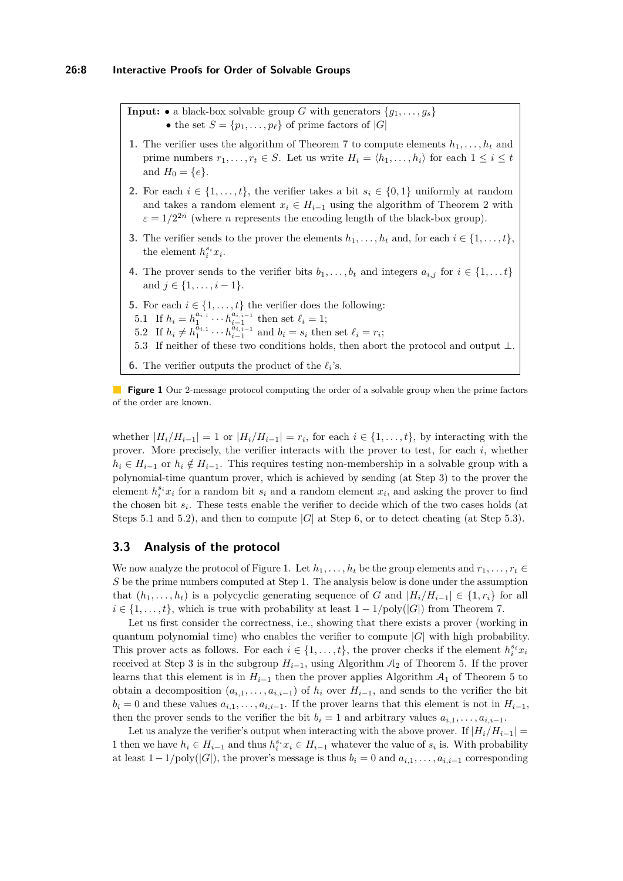**Input:**
- a black-box solvable group $G$ with generators $\{g_1, \ldots, g_s\}$
- the set $S = \{p_1, \ldots, p_\ell\}$ of prime factors of $|G|$

**1.** The verifier uses the algorithm of Theorem 7 to compute elements $h_1, \ldots, h_t$ and prime numbers $r_1, \ldots, r_t \in S$. Let us write $H_i = \langle h_1, \ldots, h_i \rangle$ for each $1 \leq i \leq t$ and $H_0 = \{e\}$.

**2.** For each $i \in \{1, \ldots, t\}$, the verifier takes a bit $s_i \in \{0, 1\}$ uniformly at random and takes a random element $x_i \in H_{i-1}$ using the algorithm of Theorem 2 with $\varepsilon = 1/2^{2n}$ (where $n$ represents the encoding length of the black-box group).

**3.** The verifier sends to the prover the elements $h_1, \ldots, h_t$ and, for each $i \in \{1, \ldots, t\}$, the element $h_i^{s_i} x_i$.

**4.** The prover sends to the verifier bits $b_1, \ldots, b_t$ and integers $a_{i,j}$ for $i \in \{1, \ldots t\}$ and $j \in \{1, \ldots, i-1\}$.

**5.** For each $i \in \{1, \ldots, t\}$ the verifier does the following:
5.1 If $h_i = h_1^{a_{i,1}} \cdots h_{i-1}^{a_{i,i-1}}$ then set $\ell_i = 1$;
5.2 If $h_i \neq h_1^{a_{i,1}} \cdots h_{i-1}^{a_{i,i-1}}$ and $b_i = s_i$ then set $\ell_i = r_i$;
5.3 If neither of these two conditions holds, then abort the protocol and output $\perp$.

**6.** The verifier outputs the product of the $\ell_i$'s.

**Figure 1** Our 2-message protocol computing the order of a solvable group when the prime factors of the order are known.

whether $|H_i/H_{i-1}| = 1$ or $|H_i/H_{i-1}| = r_i$, for each $i \in \{1, \ldots, t\}$, by interacting with the prover. More precisely, the verifier interacts with the prover to test, for each $i$, whether $h_i \in H_{i-1}$ or $h_i \notin H_{i-1}$. This requires testing non-membership in a solvable group with a polynomial-time quantum prover, which is achieved by sending (at Step 3) to the prover the element $h_i^{s_i} x_i$ for a random bit $s_i$ and a random element $x_i$, and asking the prover to find the chosen bit $s_i$. These tests enable the verifier to decide which of the two cases holds (at Steps 5.1 and 5.2), and then to compute $|G|$ at Step 6, or to detect cheating (at Step 5.3).

## 3.3 Analysis of the protocol

We now analyze the protocol of Figure 1. Let $h_1, \ldots, h_t$ be the group elements and $r_1, \ldots, r_t \in S$ be the prime numbers computed at Step 1. The analysis below is done under the assumption that $(h_1, \ldots, h_t)$ is a polycyclic generating sequence of $G$ and $|H_i/H_{i-1}| \in \{1, r_i\}$ for all $i \in \{1, \ldots, t\}$, which is true with probability at least $1 - 1/\text{poly}(|G|)$ from Theorem 7.

Let us first consider the correctness, i.e., showing that there exists a prover (working in quantum polynomial time) who enables the verifier to compute $|G|$ with high probability. This prover acts as follows. For each $i \in \{1, \ldots, t\}$, the prover checks if the element $h_i^{s_i} x_i$ received at Step 3 is in the subgroup $H_{i-1}$, using Algorithm $\mathcal{A}_2$ of Theorem 5. If the prover learns that this element is in $H_{i-1}$ then the prover applies Algorithm $\mathcal{A}_1$ of Theorem 5 to obtain a decomposition $(a_{i,1}, \ldots, a_{i,i-1})$ of $h_i$ over $H_{i-1}$, and sends to the verifier the bit $b_i = 0$ and these values $a_{i,1}, \ldots, a_{i,i-1}$. If the prover learns that this element is not in $H_{i-1}$, then the prover sends to the verifier the bit $b_i = 1$ and arbitrary values $a_{i,1}, \ldots, a_{i,i-1}$.

Let us analyze the verifier's output when interacting with the above prover. If $|H_i/H_{i-1}| = 1$ then we have $h_i \in H_{i-1}$ and thus $h_i^{s_i} x_i \in H_{i-1}$ whatever the value of $s_i$ is. With probability at least $1 - 1/\text{poly}(|G|)$, the prover's message is thus $b_i = 0$ and $a_{i,1}, \ldots, a_{i,i-1}$ corresponding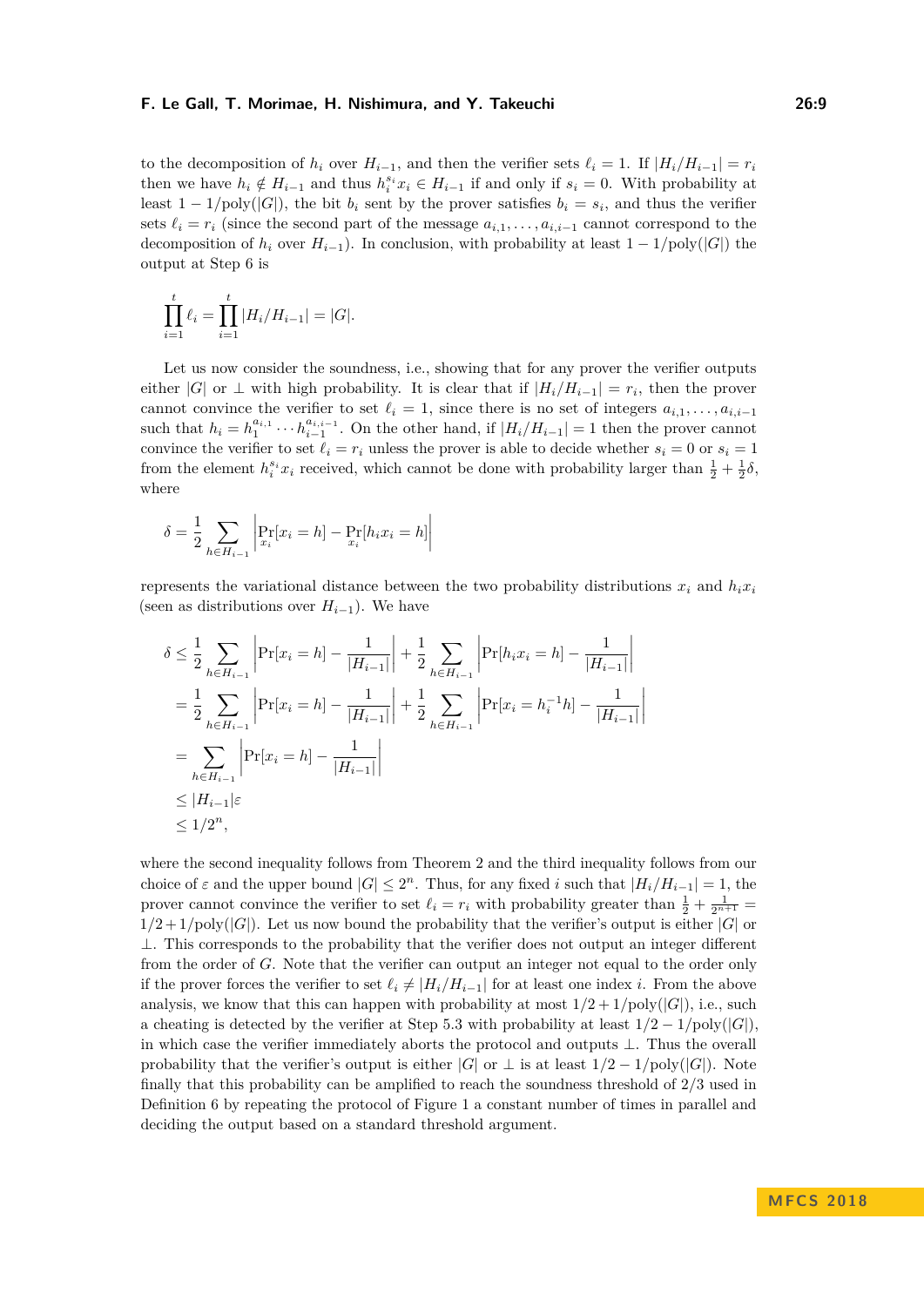to the decomposition of $h_i$ over $H_{i-1}$, and then the verifier sets $\ell_i = 1$. If $|H_i/H_{i-1}| = r_i$ then we have $h_i \notin H_{i-1}$ and thus $h_i^{s_i} x_i \in H_{i-1}$ if and only if $s_i = 0$. With probability at least $1 - 1/\text{poly}(|G|)$, the bit $b_i$ sent by the prover satisfies $b_i = s_i$, and thus the verifier sets $\ell_i = r_i$ (since the second part of the message $a_{i,1}, \ldots, a_{i,i-1}$ cannot correspond to the decomposition of $h_i$ over $H_{i-1}$). In conclusion, with probability at least $1 - 1/\text{poly}(|G|)$ the output at Step 6 is

$$\prod_{i=1}^{t} \ell_i = \prod_{i=1}^{t} |H_i/H_{i-1}| = |G|.$$

Let us now consider the soundness, i.e., showing that for any prover the verifier outputs either $|G|$ or $\perp$ with high probability. It is clear that if $|H_i/H_{i-1}| = r_i$, then the prover cannot convince the verifier to set $\ell_i = 1$, since there is no set of integers $a_{i,1}, \ldots, a_{i,i-1}$ such that $h_i = h_1^{a_{i,1}} \cdots h_{i-1}^{a_{i,i-1}}$. On the other hand, if $|H_i/H_{i-1}| = 1$ then the prover cannot convince the verifier to set $\ell_i = r_i$ unless the prover is able to decide whether $s_i = 0$ or $s_i = 1$ from the element $h_i^{s_i} x_i$ received, which cannot be done with probability larger than $\frac{1}{2} + \frac{1}{2}\delta$, where

$$\delta = \frac{1}{2} \sum_{h \in H_{i-1}} \left| \Pr_{x_i}[x_i = h] - \Pr_{x_i}[h_i x_i = h] \right|$$

represents the variational distance between the two probability distributions $x_i$ and $h_i x_i$ (seen as distributions over $H_{i-1}$). We have

$$\begin{aligned}
\delta &\leq \frac{1}{2} \sum_{h \in H_{i-1}} \left| \Pr[x_i = h] - \frac{1}{|H_{i-1}|} \right| + \frac{1}{2} \sum_{h \in H_{i-1}} \left| \Pr[h_i x_i = h] - \frac{1}{|H_{i-1}|} \right| \\
&= \frac{1}{2} \sum_{h \in H_{i-1}} \left| \Pr[x_i = h] - \frac{1}{|H_{i-1}|} \right| + \frac{1}{2} \sum_{h \in H_{i-1}} \left| \Pr[x_i = h_i^{-1} h] - \frac{1}{|H_{i-1}|} \right| \\
&= \sum_{h \in H_{i-1}} \left| \Pr[x_i = h] - \frac{1}{|H_{i-1}|} \right| \\
&\leq |H_{i-1}| \varepsilon \\
&\leq 1/2^n,
\end{aligned}$$

where the second inequality follows from Theorem 2 and the third inequality follows from our choice of $\varepsilon$ and the upper bound $|G| \leq 2^n$. Thus, for any fixed $i$ such that $|H_i/H_{i-1}| = 1$, the prover cannot convince the verifier to set $\ell_i = r_i$ with probability greater than $\frac{1}{2} + \frac{1}{2^{n+1}} = 1/2 + 1/\text{poly}(|G|)$. Let us now bound the probability that the verifier's output is either $|G|$ or $\perp$. This corresponds to the probability that the verifier does not output an integer different from the order of $G$. Note that the verifier can output an integer not equal to the order only if the prover forces the verifier to set $\ell_i \neq |H_i/H_{i-1}|$ for at least one index $i$. From the above analysis, we know that this can happen with probability at most $1/2 + 1/\text{poly}(|G|)$, i.e., such a cheating is detected by the verifier at Step 5.3 with probability at least $1/2 - 1/\text{poly}(|G|)$, in which case the verifier immediately aborts the protocol and outputs $\perp$. Thus the overall probability that the verifier's output is either $|G|$ or $\perp$ is at least $1/2 - 1/\text{poly}(|G|)$. Note finally that this probability can be amplified to reach the soundness threshold of $2/3$ used in Definition 6 by repeating the protocol of Figure 1 a constant number of times in parallel and deciding the output based on a standard threshold argument.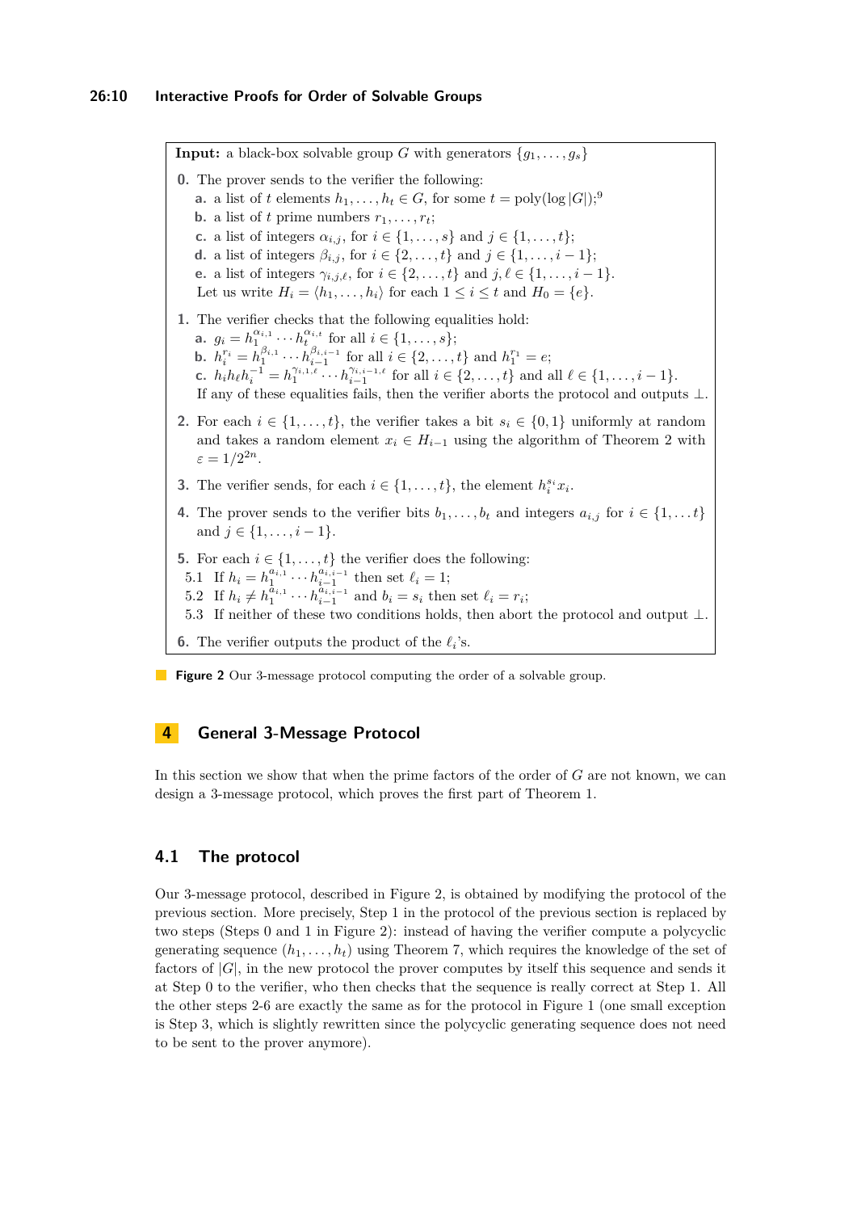**Input:** a black-box solvable group $G$ with generators $\{g_1, \ldots, g_s\}$

**0.** The prover sends to the verifier the following:
- **a.** a list of $t$ elements $h_1, \ldots, h_t \in G$, for some $t = \mathrm{poly}(\log |G|)$;[9]
- **b.** a list of $t$ prime numbers $r_1, \ldots, r_t$;
- **c.** a list of integers $\alpha_{i,j}$, for $i \in \{1, \ldots, s\}$ and $j \in \{1, \ldots, t\}$;
- **d.** a list of integers $\beta_{i,j}$, for $i \in \{2, \ldots, t\}$ and $j \in \{1, \ldots, i-1\}$;
- **e.** a list of integers $\gamma_{i,j,\ell}$, for $i \in \{2, \ldots, t\}$ and $j, \ell \in \{1, \ldots, i-1\}$.

Let us write $H_i = \langle h_1, \ldots, h_i \rangle$ for each $1 \leq i \leq t$ and $H_0 = \{e\}$.

**1.** The verifier checks that the following equalities hold:
- **a.** $g_i = h_1^{\alpha_{i,1}} \cdots h_t^{\alpha_{i,t}}$ for all $i \in \{1, \ldots, s\}$;
- **b.** $h_i^{r_i} = h_1^{\beta_{i,1}} \cdots h_{i-1}^{\beta_{i,i-1}}$ for all $i \in \{2, \ldots, t\}$ and $h_1^{r_1} = e$;
- **c.** $h_i h_\ell h_i^{-1} = h_1^{\gamma_{i,1,\ell}} \cdots h_{i-1}^{\gamma_{i,i-1,\ell}}$ for all $i \in \{2, \ldots, t\}$ and all $\ell \in \{1, \ldots, i-1\}$.

If any of these equalities fails, then the verifier aborts the protocol and outputs $\perp$.

**2.** For each $i \in \{1, \ldots, t\}$, the verifier takes a bit $s_i \in \{0, 1\}$ uniformly at random and takes a random element $x_i \in H_{i-1}$ using the algorithm of Theorem 2 with $\varepsilon = 1/2^{2n}$.

**3.** The verifier sends, for each $i \in \{1, \ldots, t\}$, the element $h_i^{s_i} x_i$.

**4.** The prover sends to the verifier bits $b_1, \ldots, b_t$ and integers $a_{i,j}$ for $i \in \{1, \ldots t\}$ and $j \in \{1, \ldots, i-1\}$.

**5.** For each $i \in \{1, \ldots, t\}$ the verifier does the following:

5.1 If $h_i = h_1^{a_{i,1}} \cdots h_{i-1}^{a_{i,i-1}}$ then set $\ell_i = 1$;

5.2 If $h_i \neq h_1^{a_{i,1}} \cdots h_{i-1}^{a_{i,i-1}}$ and $b_i = s_i$ then set $\ell_i = r_i$;

5.3 If neither of these two conditions holds, then abort the protocol and output $\perp$.

**6.** The verifier outputs the product of the $\ell_i$'s.

**Figure 2** Our 3-message protocol computing the order of a solvable group.

## 4 General 3-Message Protocol

In this section we show that when the prime factors of the order of $G$ are not known, we can design a 3-message protocol, which proves the first part of Theorem 1.

### 4.1 The protocol

Our 3-message protocol, described in Figure 2, is obtained by modifying the protocol of the previous section. More precisely, Step 1 in the protocol of the previous section is replaced by two steps (Steps 0 and 1 in Figure 2): instead of having the verifier compute a polycyclic generating sequence $(h_1, \ldots, h_t)$ using Theorem 7, which requires the knowledge of the set of factors of $|G|$, in the new protocol the prover computes by itself this sequence and sends it at Step 0 to the verifier, who then checks that the sequence is really correct at Step 1. All the other steps 2-6 are exactly the same as for the protocol in Figure 1 (one small exception is Step 3, which is slightly rewritten since the polycyclic generating sequence does not need to be sent to the prover anymore).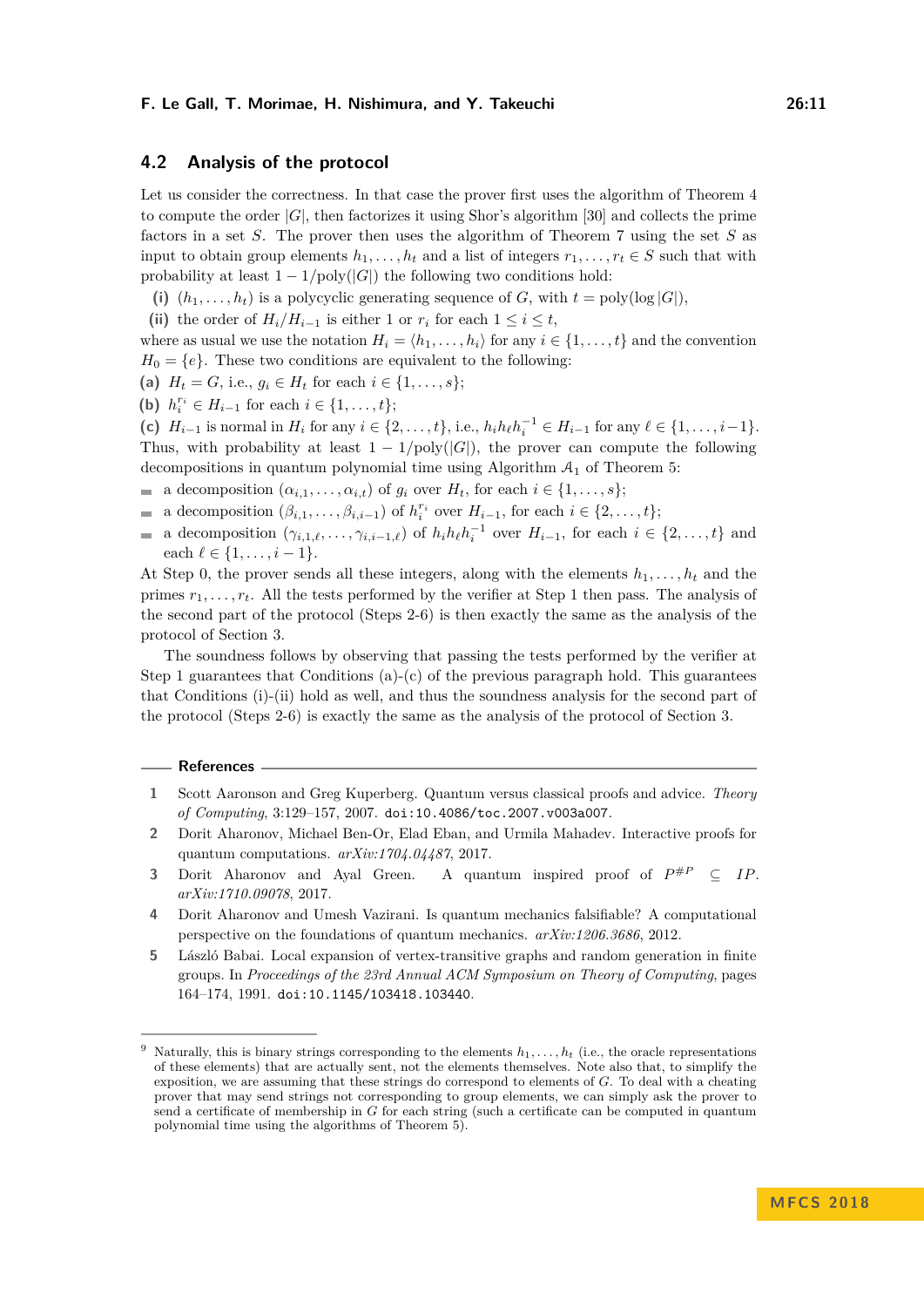## 4.2 Analysis of the protocol

Let us consider the correctness. In that case the prover first uses the algorithm of Theorem 4 to compute the order $|G|$, then factorizes it using Shor's algorithm [30] and collects the prime factors in a set $S$. The prover then uses the algorithm of Theorem 7 using the set $S$ as input to obtain group elements $h_1, \ldots, h_t$ and a list of integers $r_1, \ldots, r_t \in S$ such that with probability at least $1 - 1/\mathrm{poly}(|G|)$ the following two conditions hold:

**(i)** $(h_1, \ldots, h_t)$ is a polycyclic generating sequence of $G$, with $t = \mathrm{poly}(\log |G|)$,

**(ii)** the order of $H_i/H_{i-1}$ is either 1 or $r_i$ for each $1 \leq i \leq t$,

where as usual we use the notation $H_i = \langle h_1, \ldots, h_i \rangle$ for any $i \in \{1, \ldots, t\}$ and the convention $H_0 = \{e\}$. These two conditions are equivalent to the following:

**(a)** $H_t = G$, i.e., $g_i \in H_t$ for each $i \in \{1, \ldots, s\}$;

**(b)** $h_i^{r_i} \in H_{i-1}$ for each $i \in \{1, \ldots, t\}$;

**(c)** $H_{i-1}$ is normal in $H_i$ for any $i \in \{2, \ldots, t\}$, i.e., $h_i h_\ell h_i^{-1} \in H_{i-1}$ for any $\ell \in \{1, \ldots, i-1\}$.

Thus, with probability at least $1 - 1/\mathrm{poly}(|G|)$, the prover can compute the following decompositions in quantum polynomial time using Algorithm $\mathcal{A}_1$ of Theorem 5:

- a decomposition $(\alpha_{i,1}, \ldots, \alpha_{i,t})$ of $g_i$ over $H_t$, for each $i \in \{1, \ldots, s\}$;
- a decomposition $(\beta_{i,1}, \ldots, \beta_{i,i-1})$ of $h_i^{r_i}$ over $H_{i-1}$, for each $i \in \{2, \ldots, t\}$;
- a decomposition $(\gamma_{i,1,\ell}, \ldots, \gamma_{i,i-1,\ell})$ of $h_i h_\ell h_i^{-1}$ over $H_{i-1}$, for each $i \in \{2, \ldots, t\}$ and each $\ell \in \{1, \ldots, i-1\}$.

At Step 0, the prover sends all these integers, along with the elements $h_1, \ldots, h_t$ and the primes $r_1, \ldots, r_t$. All the tests performed by the verifier at Step 1 then pass. The analysis of the second part of the protocol (Steps 2-6) is then exactly the same as the analysis of the protocol of Section 3.

The soundness follows by observing that passing the tests performed by the verifier at Step 1 guarantees that Conditions (a)-(c) of the previous paragraph hold. This guarantees that Conditions (i)-(ii) hold as well, and thus the soundness analysis for the second part of the protocol (Steps 2-6) is exactly the same as the analysis of the protocol of Section 3.

## References

1. Scott Aaronson and Greg Kuperberg. Quantum versus classical proofs and advice. *Theory of Computing*, 3:129–157, 2007. doi:10.4086/toc.2007.v003a007.
2. Dorit Aharonov, Michael Ben-Or, Elad Eban, and Urmila Mahadev. Interactive proofs for quantum computations. *arXiv:1704.04487*, 2017.
3. Dorit Aharonov and Ayal Green. A quantum inspired proof of $P^{\#P} \subseteq IP$. *arXiv:1710.09078*, 2017.
4. Dorit Aharonov and Umesh Vazirani. Is quantum mechanics falsifiable? A computational perspective on the foundations of quantum mechanics. *arXiv:1206.3686*, 2012.
5. László Babai. Local expansion of vertex-transitive graphs and random generation in finite groups. In *Proceedings of the 23rd Annual ACM Symposium on Theory of Computing*, pages 164–174, 1991. doi:10.1145/103418.103440.

---

[9] Naturally, this is binary strings corresponding to the elements $h_1, \ldots, h_t$ (i.e., the oracle representations of these elements) that are actually sent, not the elements themselves. Note also that, to simplify the exposition, we are assuming that these strings do correspond to elements of $G$. To deal with a cheating prover that may send strings not corresponding to group elements, we can simply ask the prover to send a certificate of membership in $G$ for each string (such a certificate can be computed in quantum polynomial time using the algorithms of Theorem 5).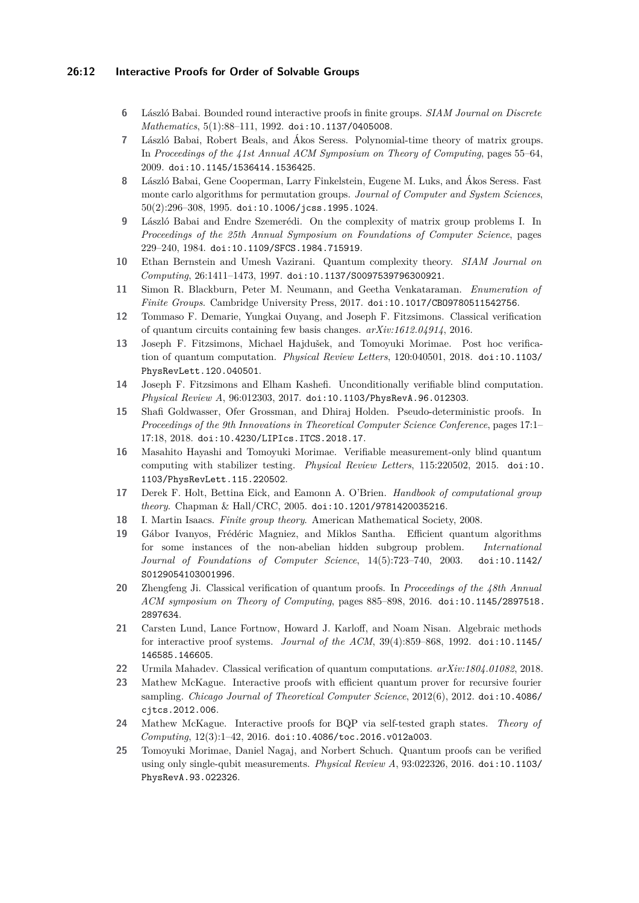6. László Babai. Bounded round interactive proofs in finite groups. *SIAM Journal on Discrete Mathematics*, 5(1):88–111, 1992. doi:10.1137/0405008.
7. László Babai, Robert Beals, and Ákos Seress. Polynomial-time theory of matrix groups. In *Proceedings of the 41st Annual ACM Symposium on Theory of Computing*, pages 55–64, 2009. doi:10.1145/1536414.1536425.
8. László Babai, Gene Cooperman, Larry Finkelstein, Eugene M. Luks, and Ákos Seress. Fast monte carlo algorithms for permutation groups. *Journal of Computer and System Sciences*, 50(2):296–308, 1995. doi:10.1006/jcss.1995.1024.
9. László Babai and Endre Szemerédi. On the complexity of matrix group problems I. In *Proceedings of the 25th Annual Symposium on Foundations of Computer Science*, pages 229–240, 1984. doi:10.1109/SFCS.1984.715919.
10. Ethan Bernstein and Umesh Vazirani. Quantum complexity theory. *SIAM Journal on Computing*, 26:1411–1473, 1997. doi:10.1137/S0097539796300921.
11. Simon R. Blackburn, Peter M. Neumann, and Geetha Venkataraman. *Enumeration of Finite Groups*. Cambridge University Press, 2017. doi:10.1017/CBO9780511542756.
12. Tommaso F. Demarie, Yungkai Ouyang, and Joseph F. Fitzsimons. Classical verification of quantum circuits containing few basis changes. *arXiv:1612.04914*, 2016.
13. Joseph F. Fitzsimons, Michael Hajdušek, and Tomoyuki Morimae. Post hoc verification of quantum computation. *Physical Review Letters*, 120:040501, 2018. doi:10.1103/PhysRevLett.120.040501.
14. Joseph F. Fitzsimons and Elham Kashefi. Unconditionally verifiable blind computation. *Physical Review A*, 96:012303, 2017. doi:10.1103/PhysRevA.96.012303.
15. Shafi Goldwasser, Ofer Grossman, and Dhiraj Holden. Pseudo-deterministic proofs. In *Proceedings of the 9th Innovations in Theoretical Computer Science Conference*, pages 17:1–17:18, 2018. doi:10.4230/LIPIcs.ITCS.2018.17.
16. Masahito Hayashi and Tomoyuki Morimae. Verifiable measurement-only blind quantum computing with stabilizer testing. *Physical Review Letters*, 115:220502, 2015. doi:10.1103/PhysRevLett.115.220502.
17. Derek F. Holt, Bettina Eick, and Eamonn A. O'Brien. *Handbook of computational group theory*. Chapman & Hall/CRC, 2005. doi:10.1201/9781420035216.
18. I. Martin Isaacs. *Finite group theory*. American Mathematical Society, 2008.
19. Gábor Ivanyos, Frédéric Magniez, and Miklos Santha. Efficient quantum algorithms for some instances of the non-abelian hidden subgroup problem. *International Journal of Foundations of Computer Science*, 14(5):723–740, 2003. doi:10.1142/S0129054103001996.
20. Zhengfeng Ji. Classical verification of quantum proofs. In *Proceedings of the 48th Annual ACM symposium on Theory of Computing*, pages 885–898, 2016. doi:10.1145/2897518.2897634.
21. Carsten Lund, Lance Fortnow, Howard J. Karloff, and Noam Nisan. Algebraic methods for interactive proof systems. *Journal of the ACM*, 39(4):859–868, 1992. doi:10.1145/146585.146605.
22. Urmila Mahadev. Classical verification of quantum computations. *arXiv:1804.01082*, 2018.
23. Mathew McKague. Interactive proofs with efficient quantum prover for recursive fourier sampling. *Chicago Journal of Theoretical Computer Science*, 2012(6), 2012. doi:10.4086/cjtcs.2012.006.
24. Mathew McKague. Interactive proofs for BQP via self-tested graph states. *Theory of Computing*, 12(3):1–42, 2016. doi:10.4086/toc.2016.v012a003.
25. Tomoyuki Morimae, Daniel Nagaj, and Norbert Schuch. Quantum proofs can be verified using only single-qubit measurements. *Physical Review A*, 93:022326, 2016. doi:10.1103/PhysRevA.93.022326.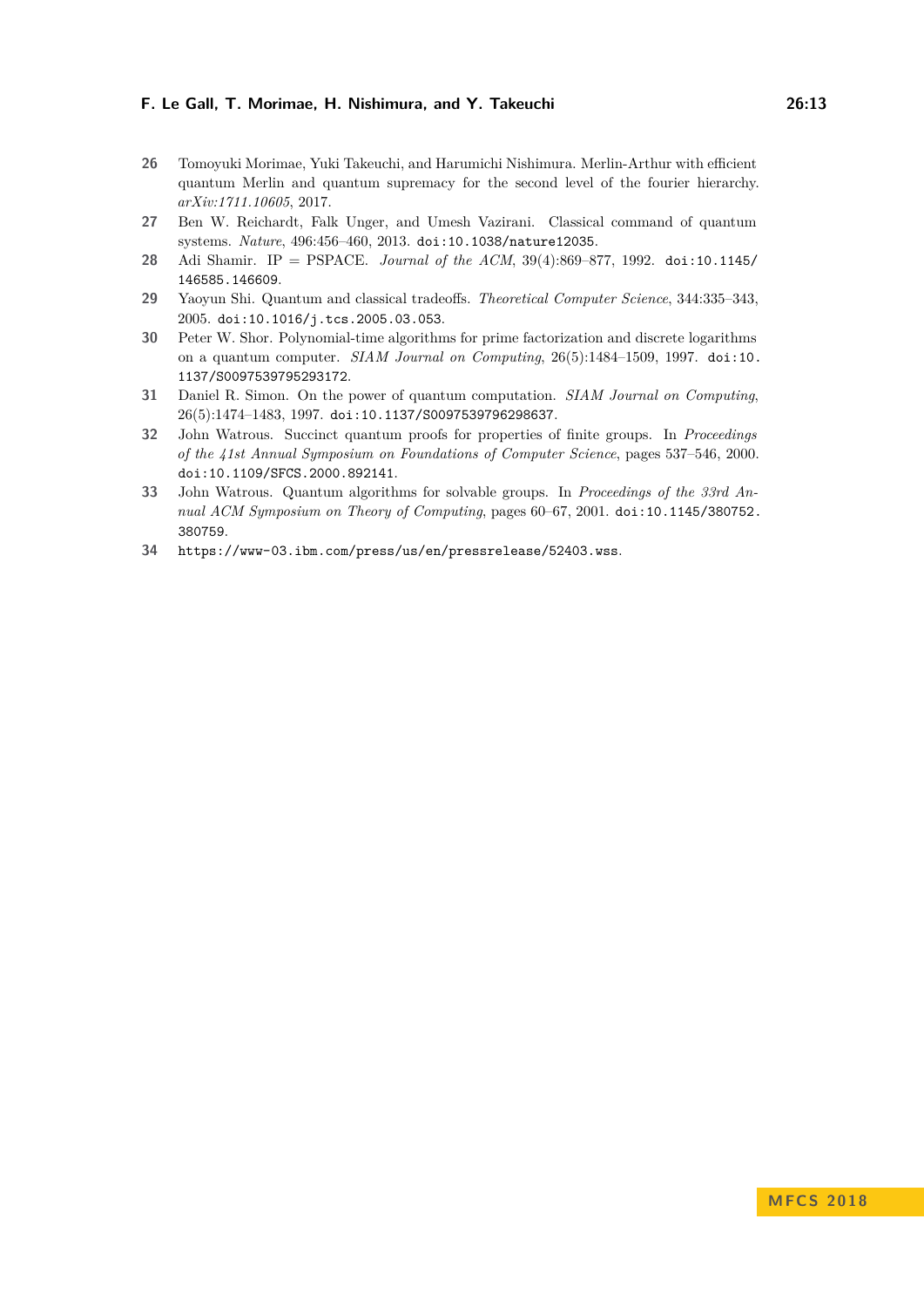26 Tomoyuki Morimae, Yuki Takeuchi, and Harumichi Nishimura. Merlin-Arthur with efficient quantum Merlin and quantum supremacy for the second level of the fourier hierarchy. *arXiv:1711.10605*, 2017.

27 Ben W. Reichardt, Falk Unger, and Umesh Vazirani. Classical command of quantum systems. *Nature*, 496:456–460, 2013. doi:10.1038/nature12035.

28 Adi Shamir. IP = PSPACE. *Journal of the ACM*, 39(4):869–877, 1992. doi:10.1145/146585.146609.

29 Yaoyun Shi. Quantum and classical tradeoffs. *Theoretical Computer Science*, 344:335–343, 2005. doi:10.1016/j.tcs.2005.03.053.

30 Peter W. Shor. Polynomial-time algorithms for prime factorization and discrete logarithms on a quantum computer. *SIAM Journal on Computing*, 26(5):1484–1509, 1997. doi:10.1137/S0097539795293172.

31 Daniel R. Simon. On the power of quantum computation. *SIAM Journal on Computing*, 26(5):1474–1483, 1997. doi:10.1137/S0097539796298637.

32 John Watrous. Succinct quantum proofs for properties of finite groups. In *Proceedings of the 41st Annual Symposium on Foundations of Computer Science*, pages 537–546, 2000. doi:10.1109/SFCS.2000.892141.

33 John Watrous. Quantum algorithms for solvable groups. In *Proceedings of the 33rd Annual ACM Symposium on Theory of Computing*, pages 60–67, 2001. doi:10.1145/380752.380759.

34 https://www-03.ibm.com/press/us/en/pressrelease/52403.wss.